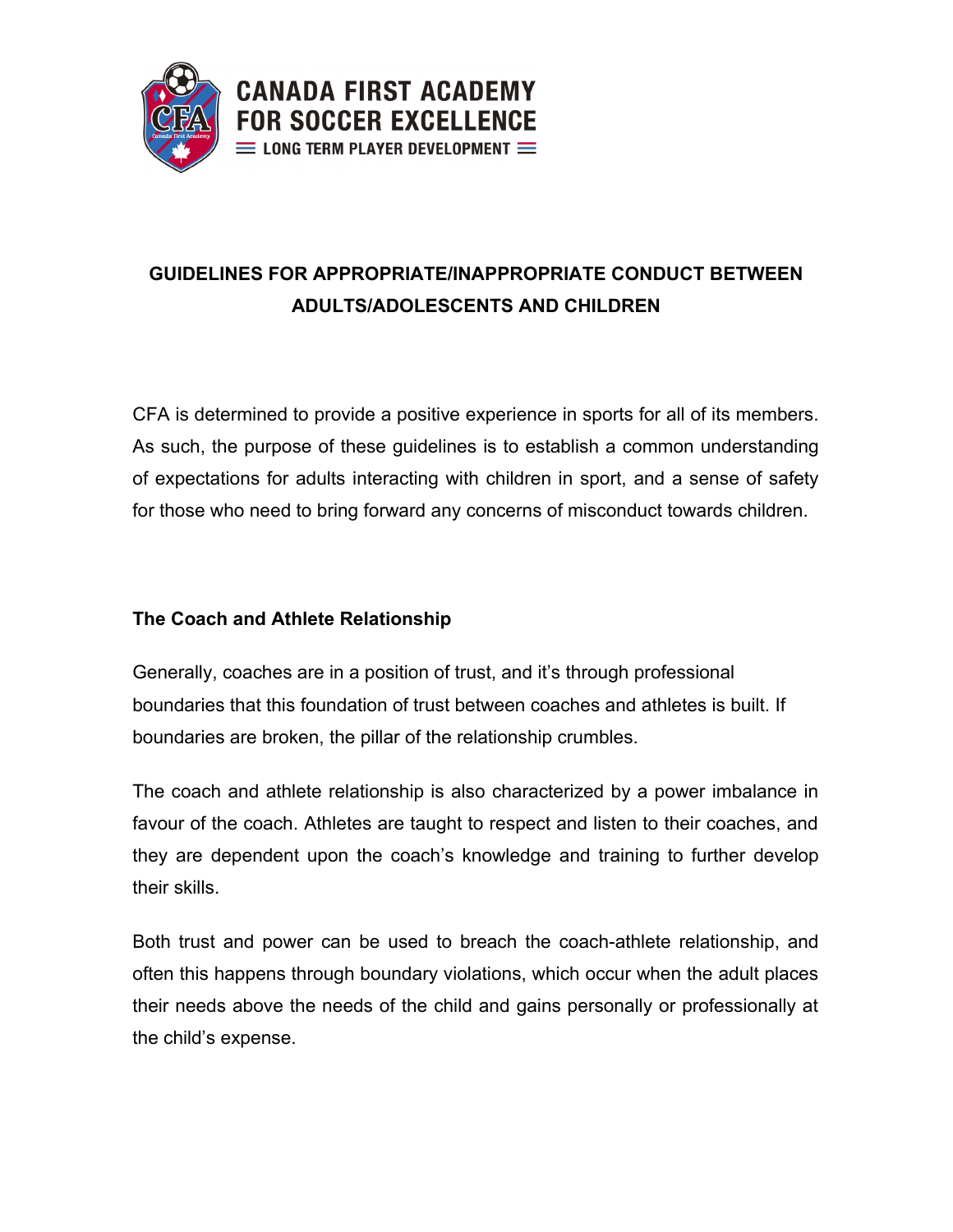CANADA FIRST ACADEMY FOR SOCCER EXCELLENCE
LONG TERM PLAYER DEVELOPMENT

# GUIDELINES FOR APPROPRIATE/INAPPROPRIATE CONDUCT BETWEEN ADULTS/ADOLESCENTS AND CHILDREN

CFA is determined to provide a positive experience in sports for all of its members. As such, the purpose of these guidelines is to establish a common understanding of expectations for adults interacting with children in sport, and a sense of safety for those who need to bring forward any concerns of misconduct towards children.

## The Coach and Athlete Relationship

Generally, coaches are in a position of trust, and it's through professional boundaries that this foundation of trust between coaches and athletes is built. If boundaries are broken, the pillar of the relationship crumbles.

The coach and athlete relationship is also characterized by a power imbalance in favour of the coach. Athletes are taught to respect and listen to their coaches, and they are dependent upon the coach's knowledge and training to further develop their skills.

Both trust and power can be used to breach the coach-athlete relationship, and often this happens through boundary violations, which occur when the adult places their needs above the needs of the child and gains personally or professionally at the child's expense.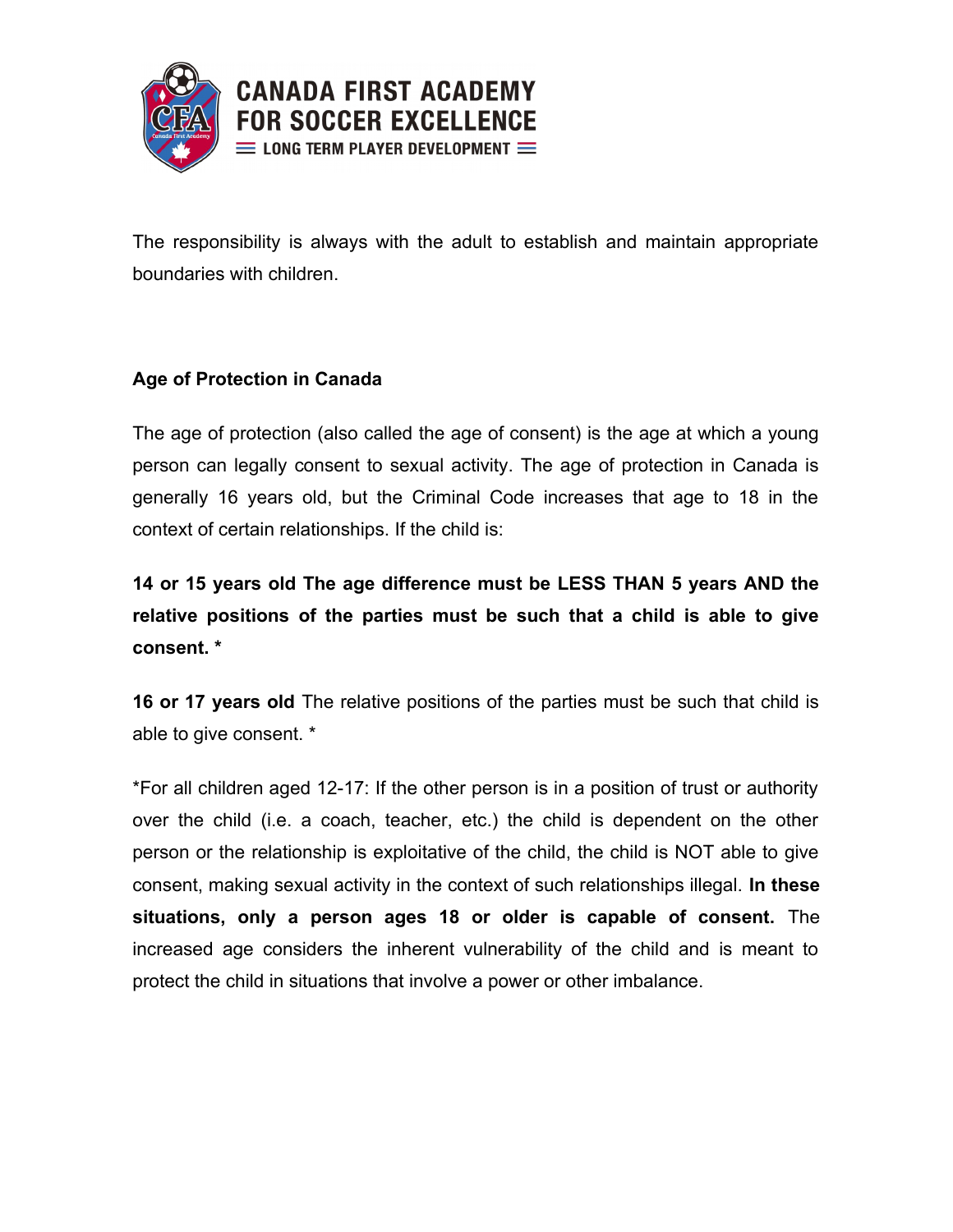The responsibility is always with the adult to establish and maintain appropriate boundaries with children.

**Age of Protection in Canada**

The age of protection (also called the age of consent) is the age at which a young person can legally consent to sexual activity. The age of protection in Canada is generally 16 years old, but the Criminal Code increases that age to 18 in the context of certain relationships. If the child is:

**14 or 15 years old The age difference must be LESS THAN 5 years AND the relative positions of the parties must be such that a child is able to give consent. ***

**16 or 17 years old** The relative positions of the parties must be such that child is able to give consent. *

*For all children aged 12-17: If the other person is in a position of trust or authority over the child (i.e. a coach, teacher, etc.) the child is dependent on the other person or the relationship is exploitative of the child, the child is NOT able to give consent, making sexual activity in the context of such relationships illegal. **In these situations, only a person ages 18 or older is capable of consent.** The increased age considers the inherent vulnerability of the child and is meant to protect the child in situations that involve a power or other imbalance.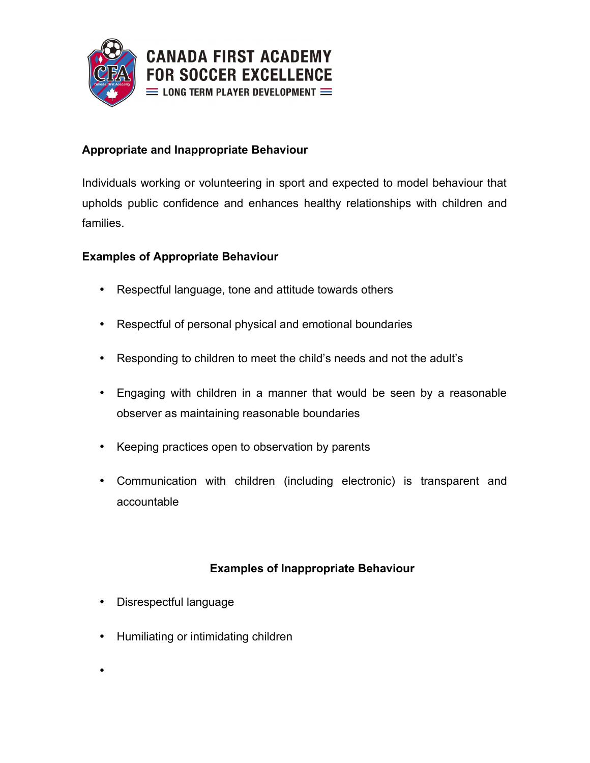CANADA FIRST ACADEMY
FOR SOCCER EXCELLENCE
LONG TERM PLAYER DEVELOPMENT

**Appropriate and Inappropriate Behaviour**

Individuals working or volunteering in sport and expected to model behaviour that upholds public confidence and enhances healthy relationships with children and families.

**Examples of Appropriate Behaviour**

- Respectful language, tone and attitude towards others
- Respectful of personal physical and emotional boundaries
- Responding to children to meet the child's needs and not the adult's
- Engaging with children in a manner that would be seen by a reasonable observer as maintaining reasonable boundaries
- Keeping practices open to observation by parents
- Communication with children (including electronic) is transparent and accountable

**Examples of Inappropriate Behaviour**

- Disrespectful language
- Humiliating or intimidating children
-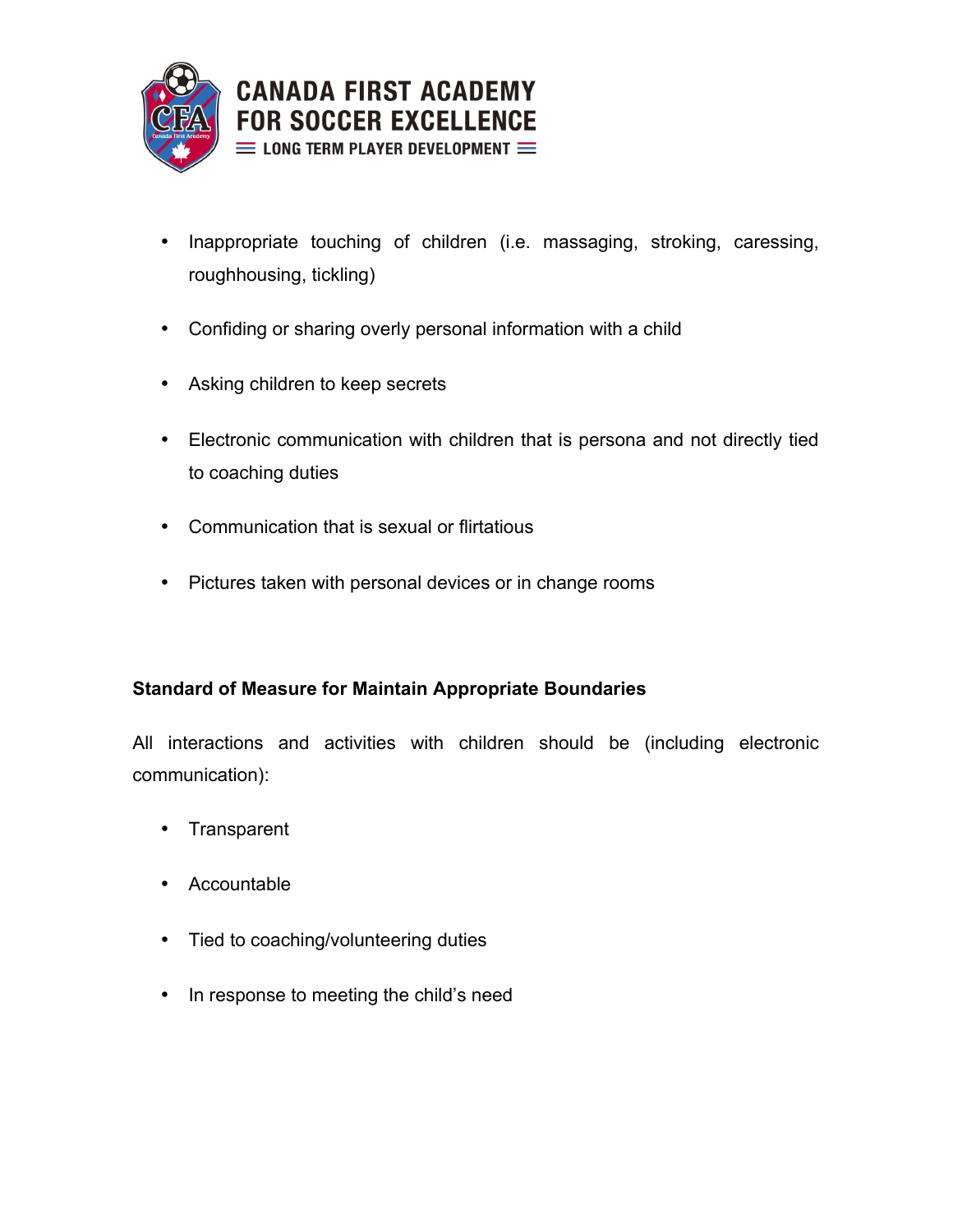- Inappropriate touching of children (i.e. massaging, stroking, caressing, roughhousing, tickling)
- Confiding or sharing overly personal information with a child
- Asking children to keep secrets
- Electronic communication with children that is persona and not directly tied to coaching duties
- Communication that is sexual or flirtatious
- Pictures taken with personal devices or in change rooms

**Standard of Measure for Maintain Appropriate Boundaries**

All interactions and activities with children should be (including electronic communication):

- Transparent
- Accountable
- Tied to coaching/volunteering duties
- In response to meeting the child's need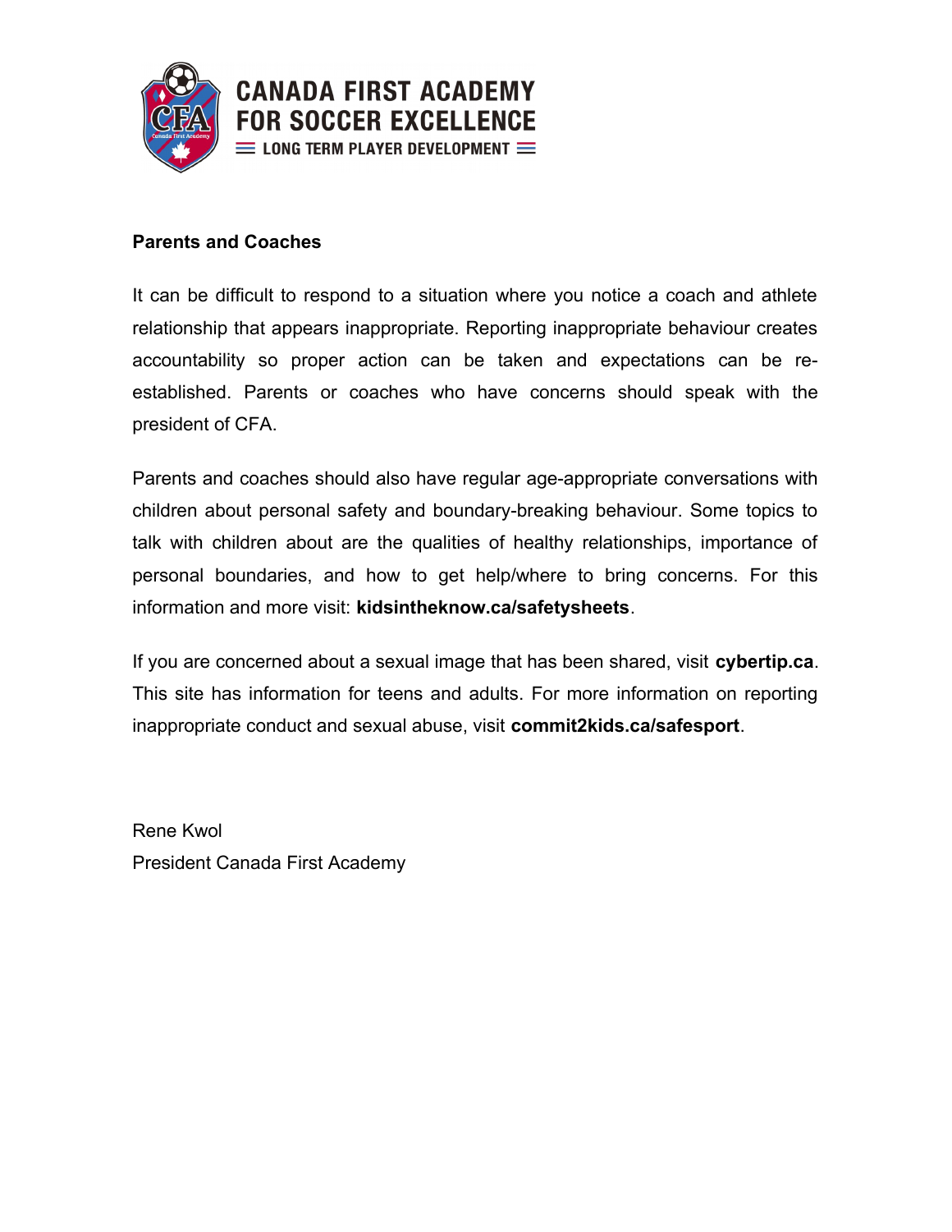**CANADA FIRST ACADEMY FOR SOCCER EXCELLENCE**

**LONG TERM PLAYER DEVELOPMENT**

**Parents and Coaches**

It can be difficult to respond to a situation where you notice a coach and athlete relationship that appears inappropriate. Reporting inappropriate behaviour creates accountability so proper action can be taken and expectations can be re-established. Parents or coaches who have concerns should speak with the president of CFA.

Parents and coaches should also have regular age-appropriate conversations with children about personal safety and boundary-breaking behaviour. Some topics to talk with children about are the qualities of healthy relationships, importance of personal boundaries, and how to get help/where to bring concerns. For this information and more visit: **kidsintheknow.ca/safetysheets**.

If you are concerned about a sexual image that has been shared, visit **cybertip.ca**. This site has information for teens and adults. For more information on reporting inappropriate conduct and sexual abuse, visit **commit2kids.ca/safesport**.

Rene Kwol
President Canada First Academy